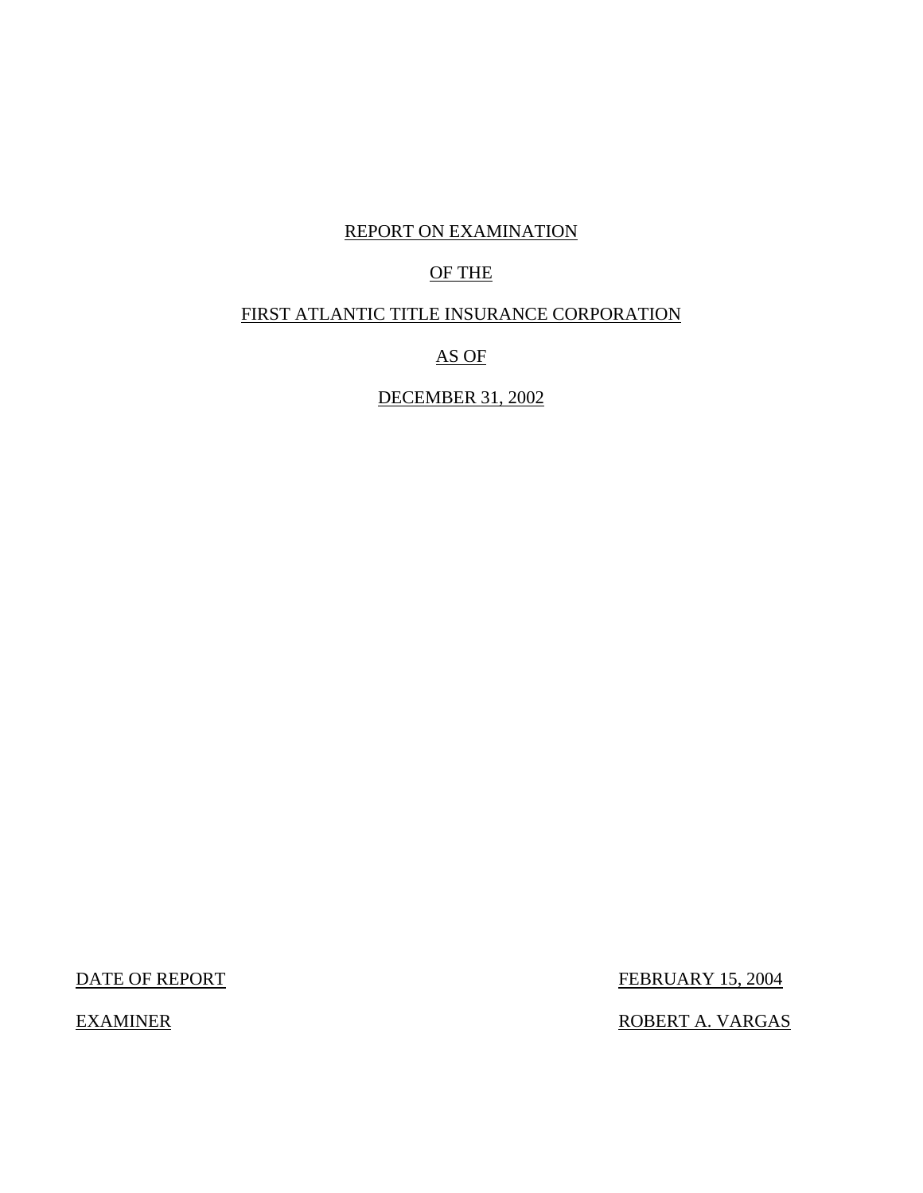# REPORT ON EXAMINATION

# OF THE

# FIRST ATLANTIC TITLE INSURANCE CORPORATION

# AS OF

# DECEMBER 31, 2002

| | |
|---|---|
| DATE OF REPORT | FEBRUARY 15, 2004 |
| EXAMINER | ROBERT A. VARGAS |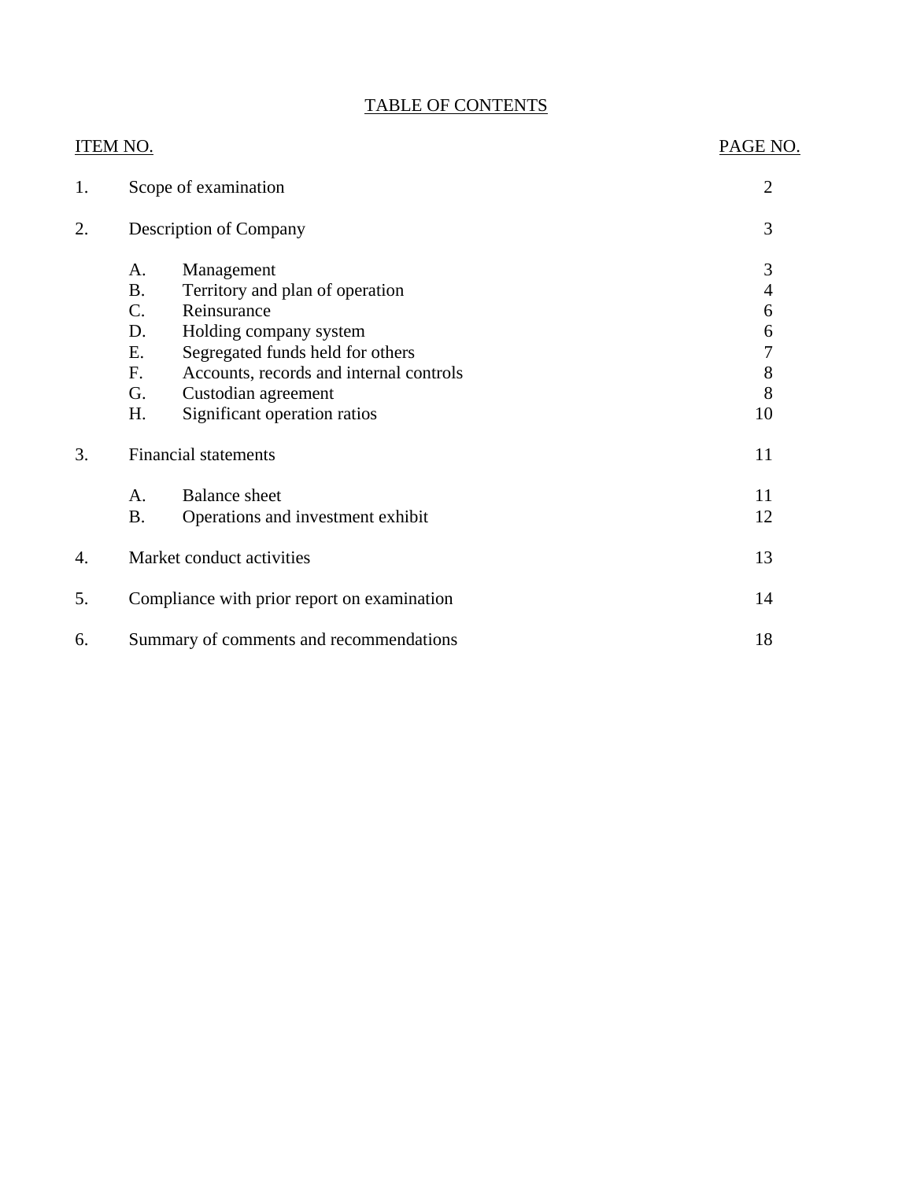# TABLE OF CONTENTS

| ITEM NO. | | | PAGE NO. |
|---|---|---|---|
| 1. | Scope of examination | | 2 |
| 2. | Description of Company | | 3 |
| | A. | Management | 3 |
| | B. | Territory and plan of operation | 4 |
| | C. | Reinsurance | 6 |
| | D. | Holding company system | 6 |
| | E. | Segregated funds held for others | 7 |
| | F. | Accounts, records and internal controls | 8 |
| | G. | Custodian agreement | 8 |
| | H. | Significant operation ratios | 10 |
| 3. | Financial statements | | 11 |
| | A. | Balance sheet | 11 |
| | B. | Operations and investment exhibit | 12 |
| 4. | Market conduct activities | | 13 |
| 5. | Compliance with prior report on examination | | 14 |
| 6. | Summary of comments and recommendations | | 18 |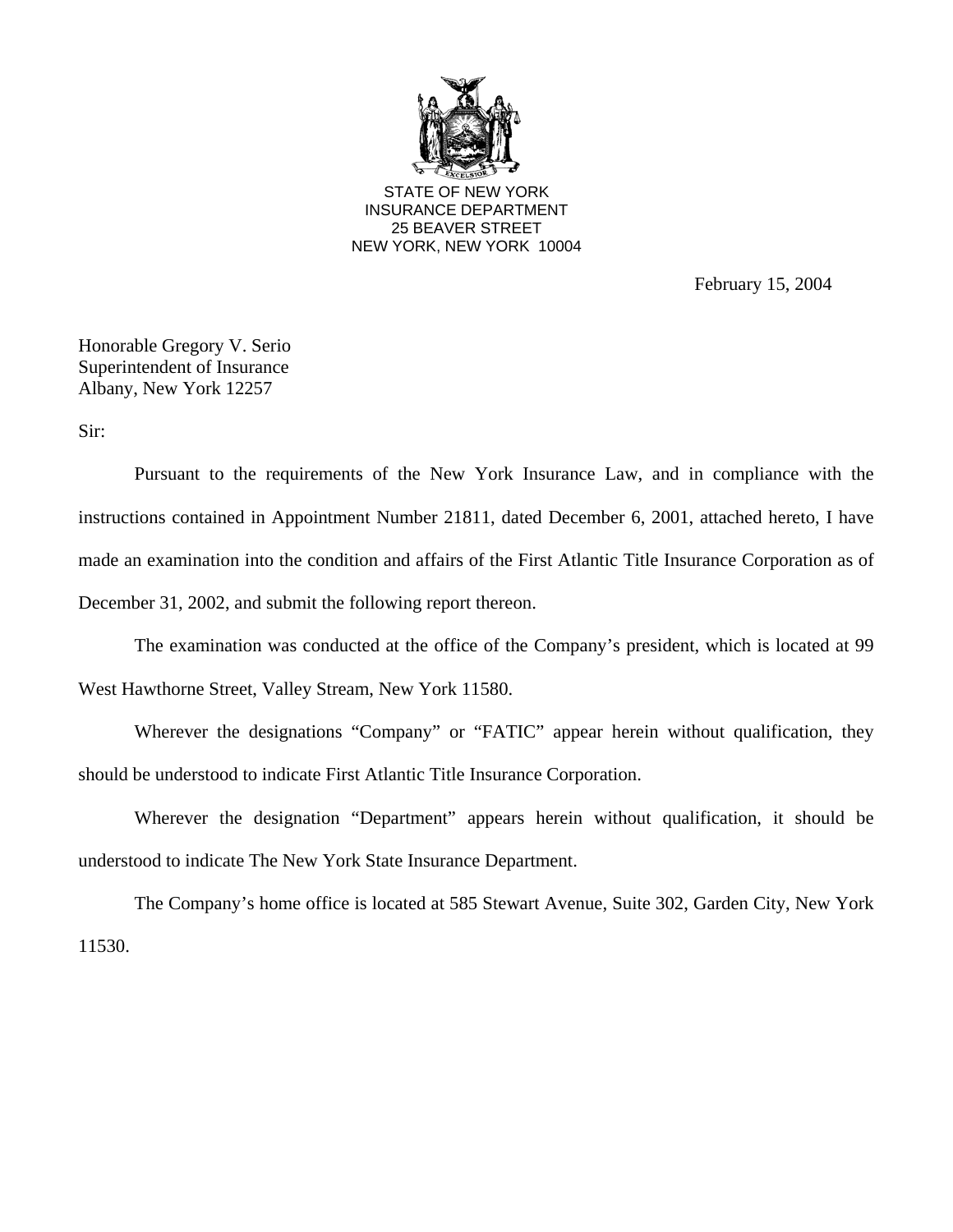STATE OF NEW YORK
INSURANCE DEPARTMENT
25 BEAVER STREET
NEW YORK, NEW YORK 10004

February 15, 2004

Honorable Gregory V. Serio
Superintendent of Insurance
Albany, New York 12257

Sir:

Pursuant to the requirements of the New York Insurance Law, and in compliance with the instructions contained in Appointment Number 21811, dated December 6, 2001, attached hereto, I have made an examination into the condition and affairs of the First Atlantic Title Insurance Corporation as of December 31, 2002, and submit the following report thereon.

The examination was conducted at the office of the Company's president, which is located at 99 West Hawthorne Street, Valley Stream, New York 11580.

Wherever the designations "Company" or "FATIC" appear herein without qualification, they should be understood to indicate First Atlantic Title Insurance Corporation.

Wherever the designation "Department" appears herein without qualification, it should be understood to indicate The New York State Insurance Department.

The Company's home office is located at 585 Stewart Avenue, Suite 302, Garden City, New York 11530.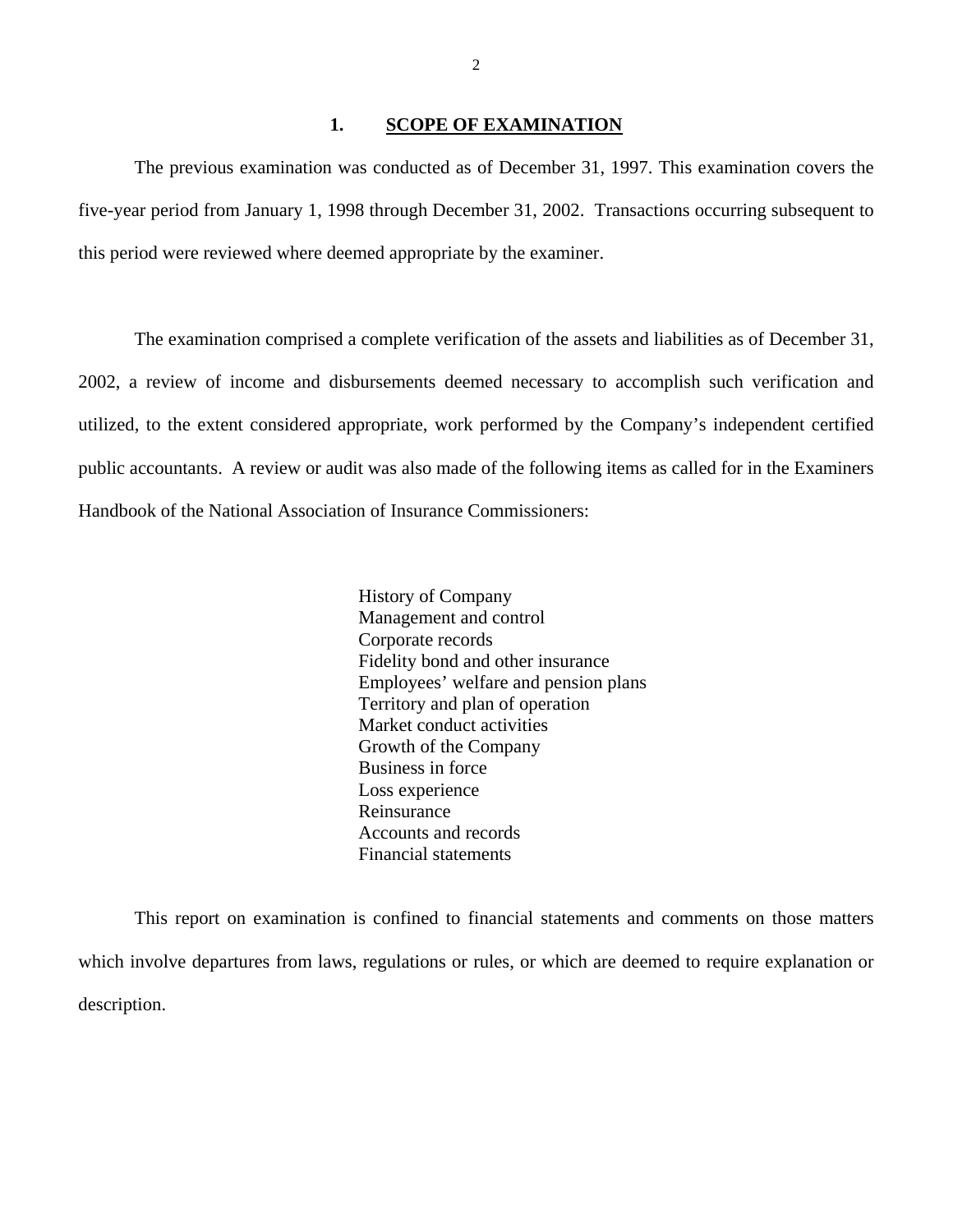## 1. SCOPE OF EXAMINATION

The previous examination was conducted as of December 31, 1997. This examination covers the five-year period from January 1, 1998 through December 31, 2002. Transactions occurring subsequent to this period were reviewed where deemed appropriate by the examiner.

The examination comprised a complete verification of the assets and liabilities as of December 31, 2002, a review of income and disbursements deemed necessary to accomplish such verification and utilized, to the extent considered appropriate, work performed by the Company's independent certified public accountants. A review or audit was also made of the following items as called for in the Examiners Handbook of the National Association of Insurance Commissioners:

- History of Company
- Management and control
- Corporate records
- Fidelity bond and other insurance
- Employees' welfare and pension plans
- Territory and plan of operation
- Market conduct activities
- Growth of the Company
- Business in force
- Loss experience
- Reinsurance
- Accounts and records
- Financial statements

This report on examination is confined to financial statements and comments on those matters which involve departures from laws, regulations or rules, or which are deemed to require explanation or description.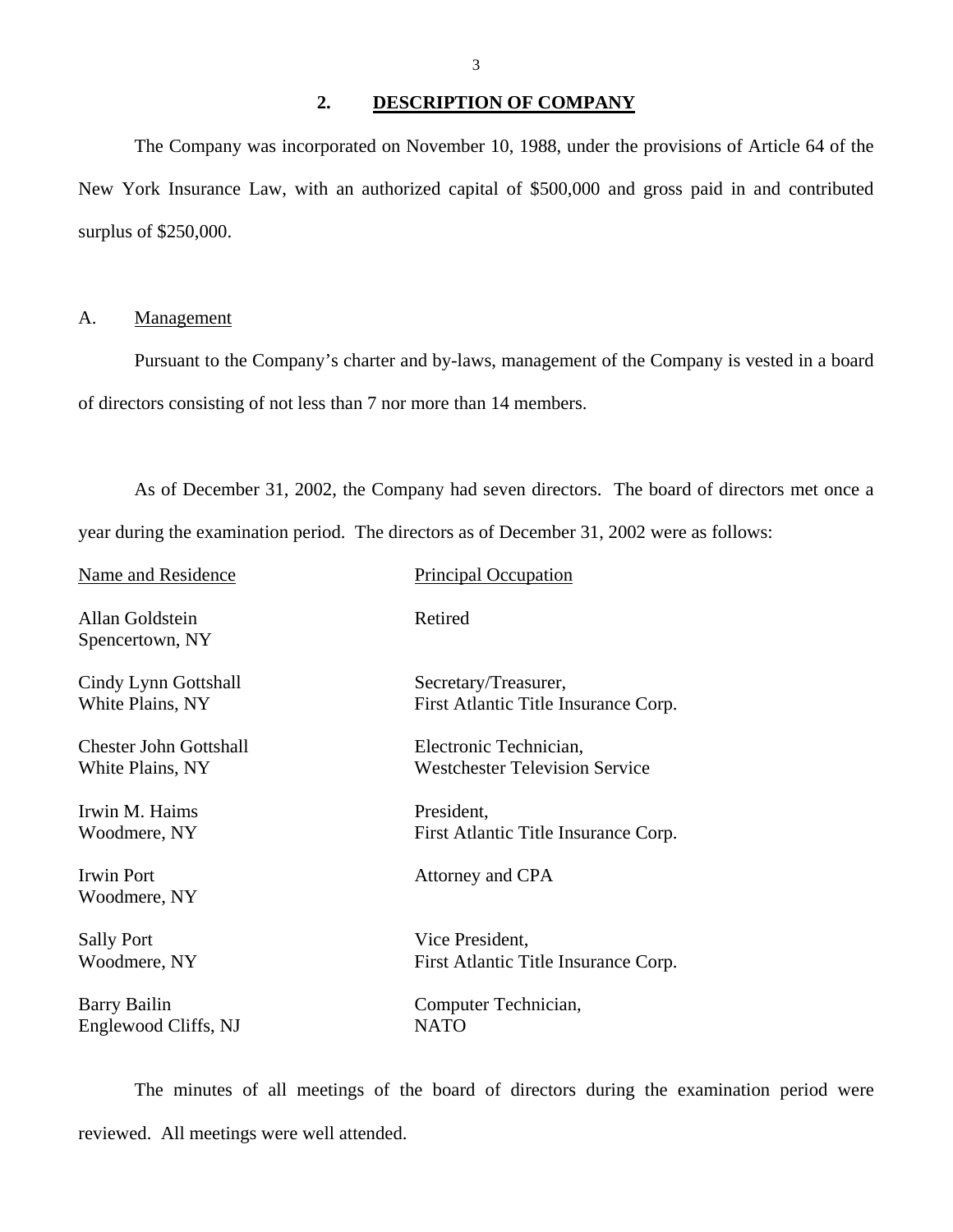## 2. DESCRIPTION OF COMPANY

The Company was incorporated on November 10, 1988, under the provisions of Article 64 of the New York Insurance Law, with an authorized capital of $500,000 and gross paid in and contributed surplus of $250,000.

### A. Management

Pursuant to the Company's charter and by-laws, management of the Company is vested in a board of directors consisting of not less than 7 nor more than 14 members.

As of December 31, 2002, the Company had seven directors. The board of directors met once a year during the examination period. The directors as of December 31, 2002 were as follows:

| Name and Residence | Principal Occupation |
|---|---|
| Allan Goldstein<br>Spencertown, NY | Retired |
| Cindy Lynn Gottshall<br>White Plains, NY | Secretary/Treasurer,<br>First Atlantic Title Insurance Corp. |
| Chester John Gottshall<br>White Plains, NY | Electronic Technician,<br>Westchester Television Service |
| Irwin M. Haims<br>Woodmere, NY | President,<br>First Atlantic Title Insurance Corp. |
| Irwin Port<br>Woodmere, NY | Attorney and CPA |
| Sally Port<br>Woodmere, NY | Vice President,<br>First Atlantic Title Insurance Corp. |
| Barry Bailin<br>Englewood Cliffs, NJ | Computer Technician,<br>NATO |

The minutes of all meetings of the board of directors during the examination period were reviewed. All meetings were well attended.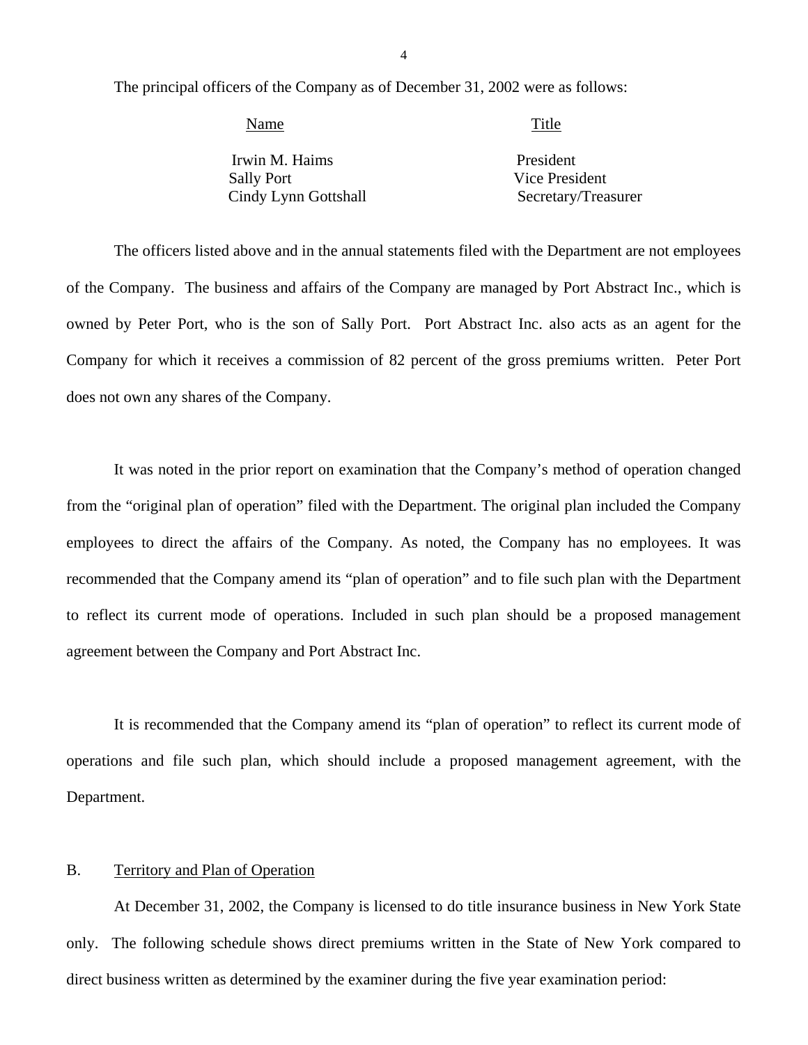The principal officers of the Company as of December 31, 2002 were as follows:

| Name | Title |
|---|---|
| Irwin M. Haims | President |
| Sally Port | Vice President |
| Cindy Lynn Gottshall | Secretary/Treasurer |

The officers listed above and in the annual statements filed with the Department are not employees of the Company. The business and affairs of the Company are managed by Port Abstract Inc., which is owned by Peter Port, who is the son of Sally Port. Port Abstract Inc. also acts as an agent for the Company for which it receives a commission of 82 percent of the gross premiums written. Peter Port does not own any shares of the Company.

It was noted in the prior report on examination that the Company's method of operation changed from the "original plan of operation" filed with the Department. The original plan included the Company employees to direct the affairs of the Company. As noted, the Company has no employees. It was recommended that the Company amend its "plan of operation" and to file such plan with the Department to reflect its current mode of operations. Included in such plan should be a proposed management agreement between the Company and Port Abstract Inc.

It is recommended that the Company amend its "plan of operation" to reflect its current mode of operations and file such plan, which should include a proposed management agreement, with the Department.

## B. Territory and Plan of Operation

At December 31, 2002, the Company is licensed to do title insurance business in New York State only. The following schedule shows direct premiums written in the State of New York compared to direct business written as determined by the examiner during the five year examination period: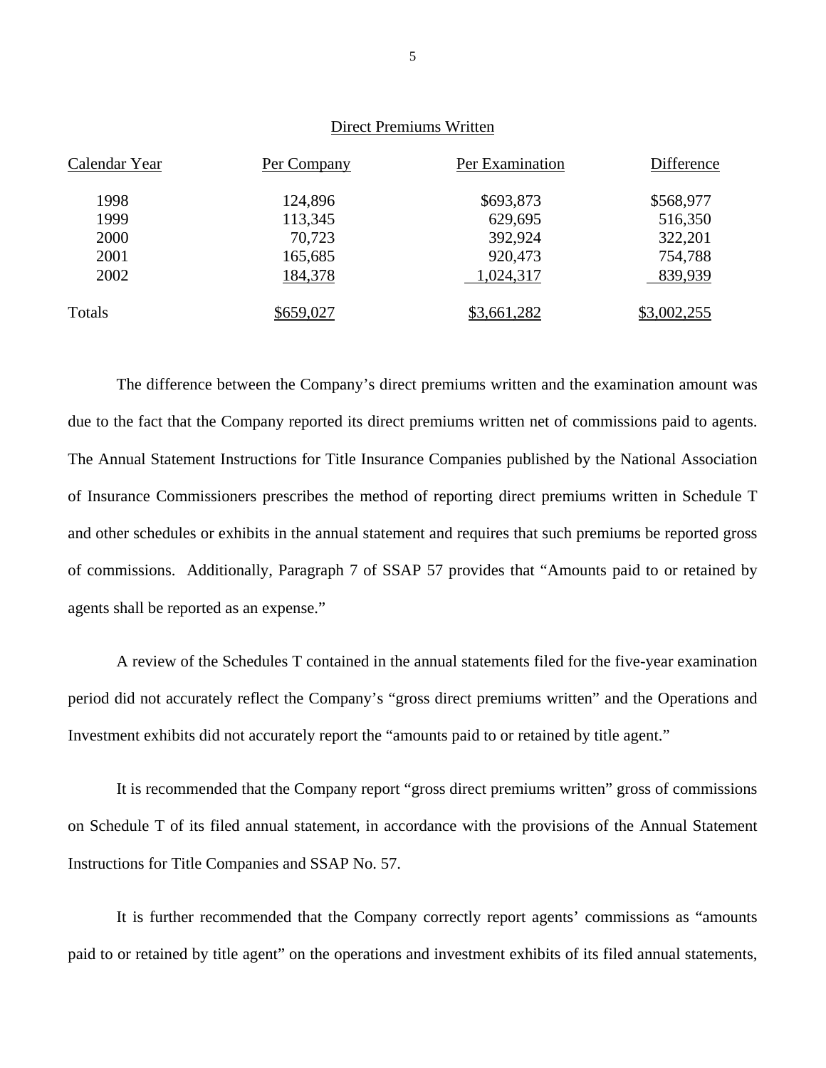Direct Premiums Written

| Calendar Year | Per Company | Per Examination | Difference |
|---|---|---|---|
| 1998 | 124,896 | $693,873 | $568,977 |
| 1999 | 113,345 | 629,695 | 516,350 |
| 2000 | 70,723 | 392,924 | 322,201 |
| 2001 | 165,685 | 920,473 | 754,788 |
| 2002 | 184,378 | 1,024,317 | 839,939 |
| Totals | $659,027 | $3,661,282 | $3,002,255 |

The difference between the Company's direct premiums written and the examination amount was due to the fact that the Company reported its direct premiums written net of commissions paid to agents. The Annual Statement Instructions for Title Insurance Companies published by the National Association of Insurance Commissioners prescribes the method of reporting direct premiums written in Schedule T and other schedules or exhibits in the annual statement and requires that such premiums be reported gross of commissions. Additionally, Paragraph 7 of SSAP 57 provides that "Amounts paid to or retained by agents shall be reported as an expense."

A review of the Schedules T contained in the annual statements filed for the five-year examination period did not accurately reflect the Company's "gross direct premiums written" and the Operations and Investment exhibits did not accurately report the "amounts paid to or retained by title agent."

It is recommended that the Company report "gross direct premiums written" gross of commissions on Schedule T of its filed annual statement, in accordance with the provisions of the Annual Statement Instructions for Title Companies and SSAP No. 57.

It is further recommended that the Company correctly report agents' commissions as "amounts paid to or retained by title agent" on the operations and investment exhibits of its filed annual statements,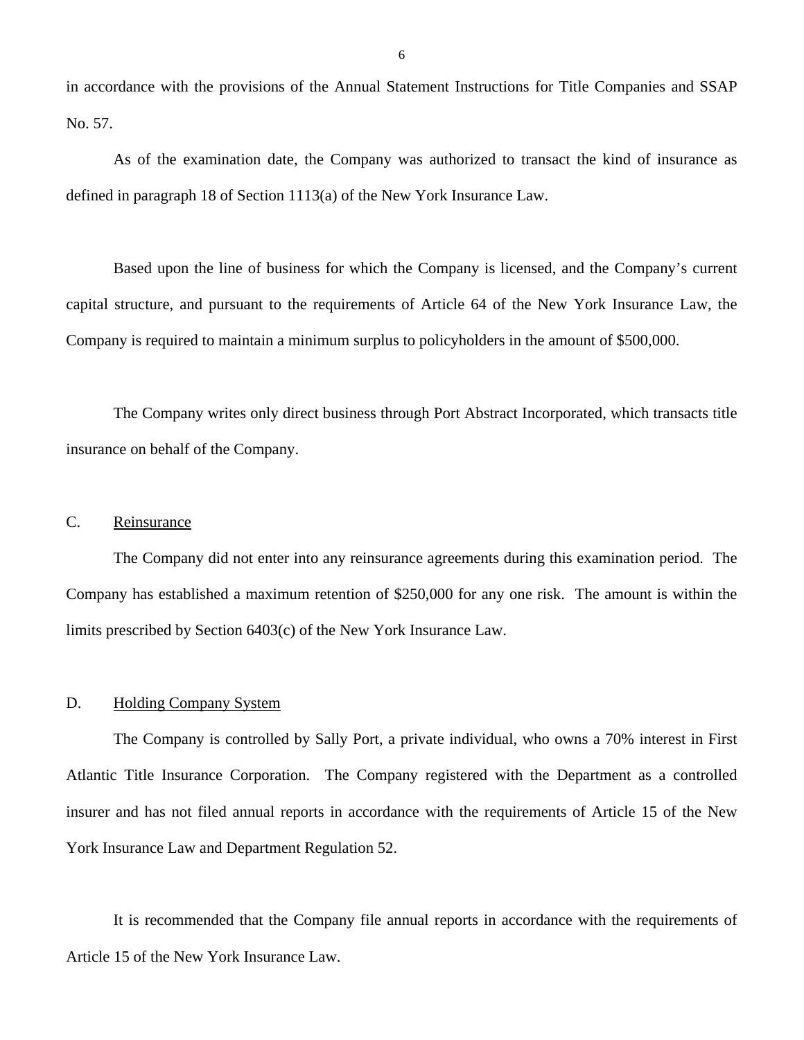in accordance with the provisions of the Annual Statement Instructions for Title Companies and SSAP No. 57.

As of the examination date, the Company was authorized to transact the kind of insurance as defined in paragraph 18 of Section 1113(a) of the New York Insurance Law.

Based upon the line of business for which the Company is licensed, and the Company's current capital structure, and pursuant to the requirements of Article 64 of the New York Insurance Law, the Company is required to maintain a minimum surplus to policyholders in the amount of $500,000.

The Company writes only direct business through Port Abstract Incorporated, which transacts title insurance on behalf of the Company.

## C. Reinsurance

The Company did not enter into any reinsurance agreements during this examination period. The Company has established a maximum retention of $250,000 for any one risk. The amount is within the limits prescribed by Section 6403(c) of the New York Insurance Law.

## D. Holding Company System

The Company is controlled by Sally Port, a private individual, who owns a 70% interest in First Atlantic Title Insurance Corporation. The Company registered with the Department as a controlled insurer and has not filed annual reports in accordance with the requirements of Article 15 of the New York Insurance Law and Department Regulation 52.

It is recommended that the Company file annual reports in accordance with the requirements of Article 15 of the New York Insurance Law.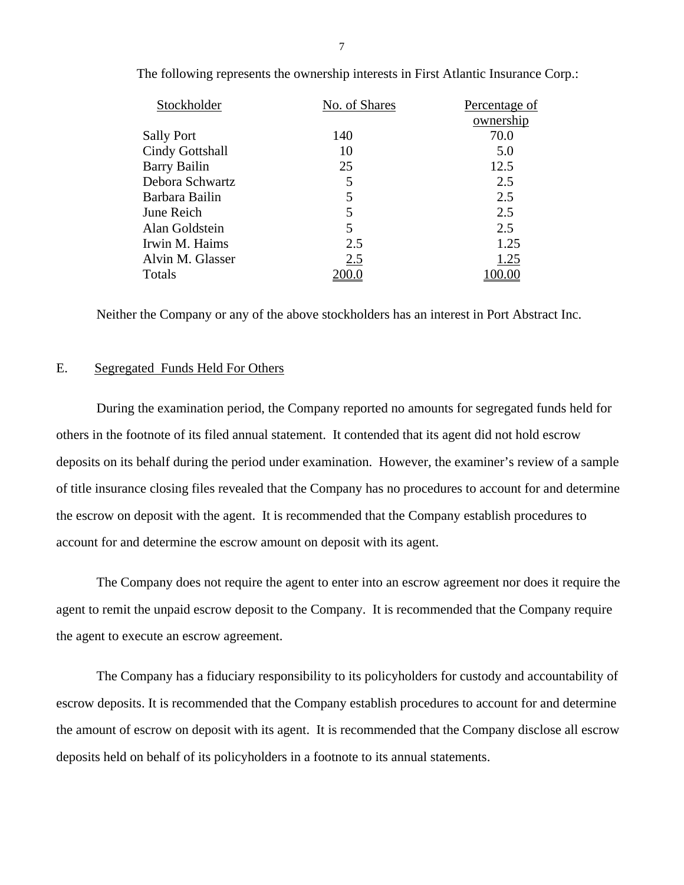The following represents the ownership interests in First Atlantic Insurance Corp.:

| Stockholder | No. of Shares | Percentage of ownership |
|---|---|---|
| Sally Port | 140 | 70.0 |
| Cindy Gottshall | 10 | 5.0 |
| Barry Bailin | 25 | 12.5 |
| Debora Schwartz | 5 | 2.5 |
| Barbara Bailin | 5 | 2.5 |
| June Reich | 5 | 2.5 |
| Alan Goldstein | 5 | 2.5 |
| Irwin M. Haims | 2.5 | 1.25 |
| Alvin M. Glasser | 2.5 | 1.25 |
| Totals | 200.0 | 100.00 |

Neither the Company or any of the above stockholders has an interest in Port Abstract Inc.

## E. Segregated Funds Held For Others

During the examination period, the Company reported no amounts for segregated funds held for others in the footnote of its filed annual statement. It contended that its agent did not hold escrow deposits on its behalf during the period under examination. However, the examiner's review of a sample of title insurance closing files revealed that the Company has no procedures to account for and determine the escrow on deposit with the agent. It is recommended that the Company establish procedures to account for and determine the escrow amount on deposit with its agent.

The Company does not require the agent to enter into an escrow agreement nor does it require the agent to remit the unpaid escrow deposit to the Company. It is recommended that the Company require the agent to execute an escrow agreement.

The Company has a fiduciary responsibility to its policyholders for custody and accountability of escrow deposits. It is recommended that the Company establish procedures to account for and determine the amount of escrow on deposit with its agent. It is recommended that the Company disclose all escrow deposits held on behalf of its policyholders in a footnote to its annual statements.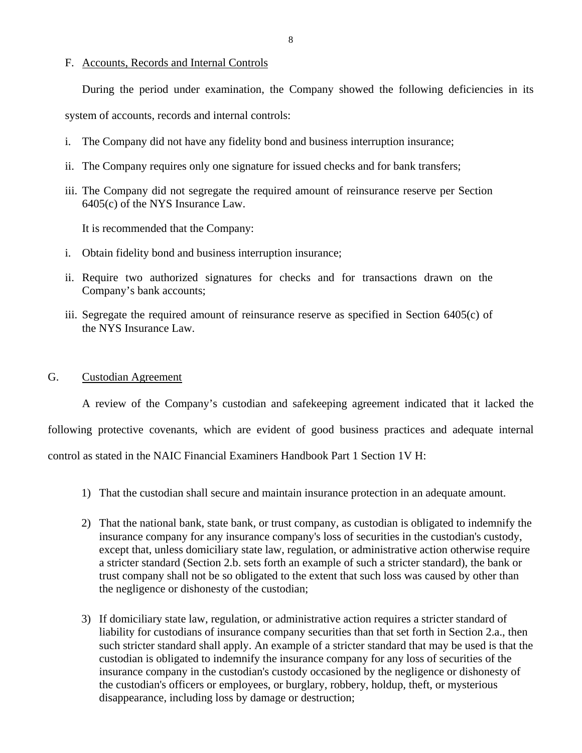## F. Accounts, Records and Internal Controls

During the period under examination, the Company showed the following deficiencies in its system of accounts, records and internal controls:

i. The Company did not have any fidelity bond and business interruption insurance;

ii. The Company requires only one signature for issued checks and for bank transfers;

iii. The Company did not segregate the required amount of reinsurance reserve per Section 6405(c) of the NYS Insurance Law.

It is recommended that the Company:

i. Obtain fidelity bond and business interruption insurance;

ii. Require two authorized signatures for checks and for transactions drawn on the Company's bank accounts;

iii. Segregate the required amount of reinsurance reserve as specified in Section 6405(c) of the NYS Insurance Law.

## G. Custodian Agreement

A review of the Company's custodian and safekeeping agreement indicated that it lacked the following protective covenants, which are evident of good business practices and adequate internal control as stated in the NAIC Financial Examiners Handbook Part 1 Section 1V H:

1) That the custodian shall secure and maintain insurance protection in an adequate amount.

2) That the national bank, state bank, or trust company, as custodian is obligated to indemnify the insurance company for any insurance company's loss of securities in the custodian's custody, except that, unless domiciliary state law, regulation, or administrative action otherwise require a stricter standard (Section 2.b. sets forth an example of such a stricter standard), the bank or trust company shall not be so obligated to the extent that such loss was caused by other than the negligence or dishonesty of the custodian;

3) If domiciliary state law, regulation, or administrative action requires a stricter standard of liability for custodians of insurance company securities than that set forth in Section 2.a., then such stricter standard shall apply. An example of a stricter standard that may be used is that the custodian is obligated to indemnify the insurance company for any loss of securities of the insurance company in the custodian's custody occasioned by the negligence or dishonesty of the custodian's officers or employees, or burglary, robbery, holdup, theft, or mysterious disappearance, including loss by damage or destruction;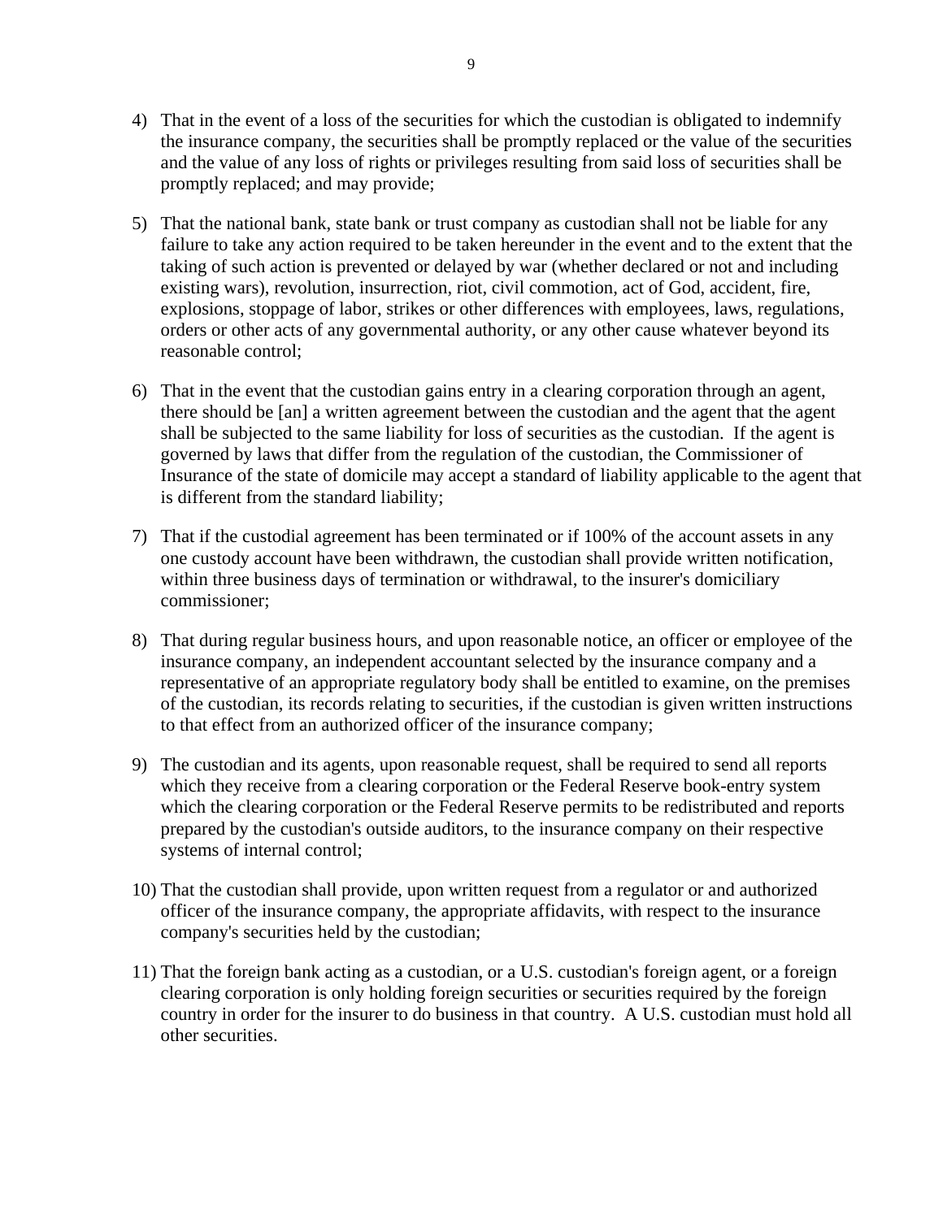4) That in the event of a loss of the securities for which the custodian is obligated to indemnify the insurance company, the securities shall be promptly replaced or the value of the securities and the value of any loss of rights or privileges resulting from said loss of securities shall be promptly replaced; and may provide;

5) That the national bank, state bank or trust company as custodian shall not be liable for any failure to take any action required to be taken hereunder in the event and to the extent that the taking of such action is prevented or delayed by war (whether declared or not and including existing wars), revolution, insurrection, riot, civil commotion, act of God, accident, fire, explosions, stoppage of labor, strikes or other differences with employees, laws, regulations, orders or other acts of any governmental authority, or any other cause whatever beyond its reasonable control;

6) That in the event that the custodian gains entry in a clearing corporation through an agent, there should be [an] a written agreement between the custodian and the agent that the agent shall be subjected to the same liability for loss of securities as the custodian. If the agent is governed by laws that differ from the regulation of the custodian, the Commissioner of Insurance of the state of domicile may accept a standard of liability applicable to the agent that is different from the standard liability;

7) That if the custodial agreement has been terminated or if 100% of the account assets in any one custody account have been withdrawn, the custodian shall provide written notification, within three business days of termination or withdrawal, to the insurer's domiciliary commissioner;

8) That during regular business hours, and upon reasonable notice, an officer or employee of the insurance company, an independent accountant selected by the insurance company and a representative of an appropriate regulatory body shall be entitled to examine, on the premises of the custodian, its records relating to securities, if the custodian is given written instructions to that effect from an authorized officer of the insurance company;

9) The custodian and its agents, upon reasonable request, shall be required to send all reports which they receive from a clearing corporation or the Federal Reserve book-entry system which the clearing corporation or the Federal Reserve permits to be redistributed and reports prepared by the custodian's outside auditors, to the insurance company on their respective systems of internal control;

10) That the custodian shall provide, upon written request from a regulator or and authorized officer of the insurance company, the appropriate affidavits, with respect to the insurance company's securities held by the custodian;

11) That the foreign bank acting as a custodian, or a U.S. custodian's foreign agent, or a foreign clearing corporation is only holding foreign securities or securities required by the foreign country in order for the insurer to do business in that country. A U.S. custodian must hold all other securities.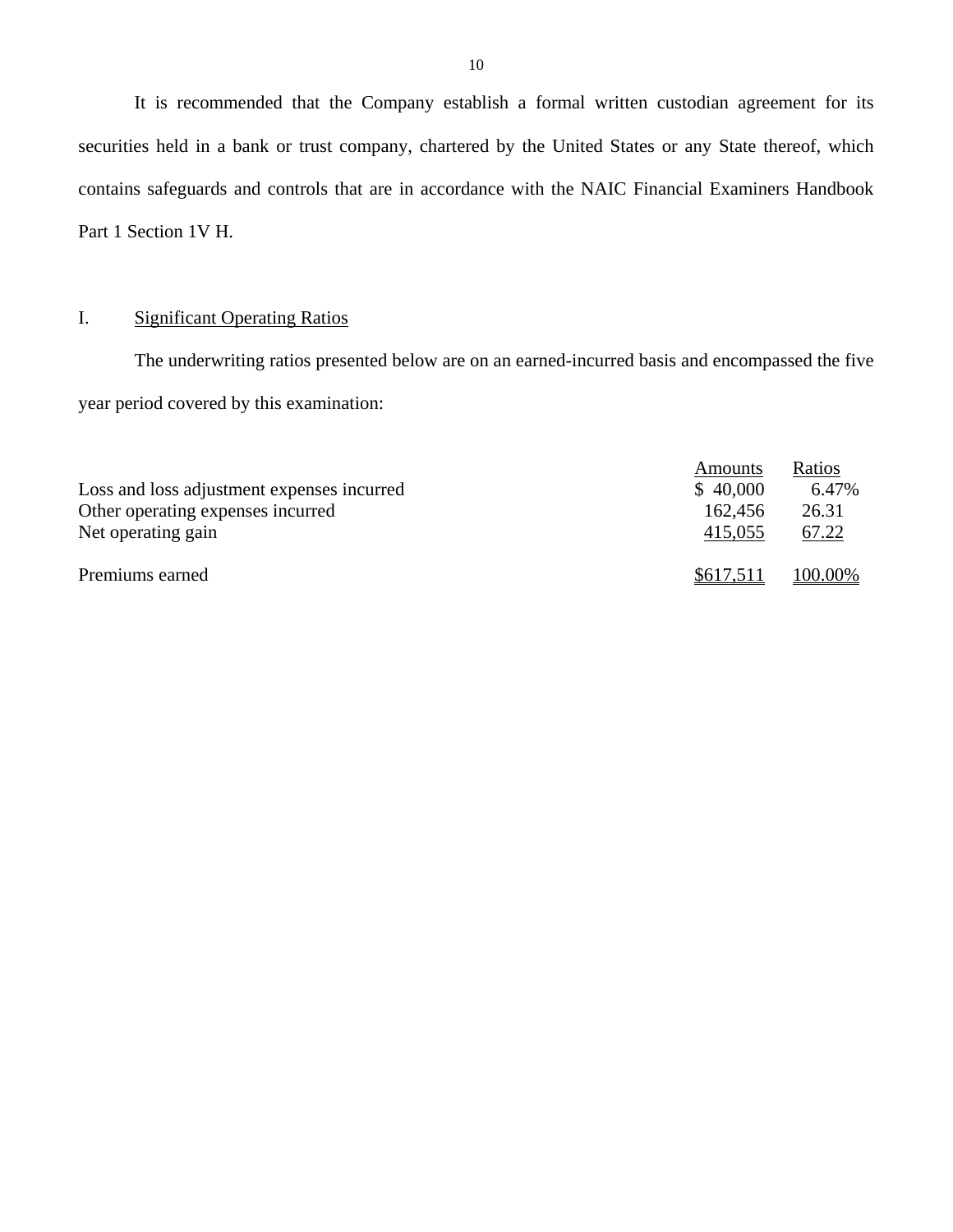It is recommended that the Company establish a formal written custodian agreement for its securities held in a bank or trust company, chartered by the United States or any State thereof, which contains safeguards and controls that are in accordance with the NAIC Financial Examiners Handbook Part 1 Section 1V H.

## I. Significant Operating Ratios

The underwriting ratios presented below are on an earned-incurred basis and encompassed the five year period covered by this examination:

| | Amounts | Ratios |
|---|---|---|
| Loss and loss adjustment expenses incurred | $ 40,000 | 6.47% |
| Other operating expenses incurred | 162,456 | 26.31 |
| Net operating gain | 415,055 | 67.22 |
| Premiums earned | $617,511 | 100.00% |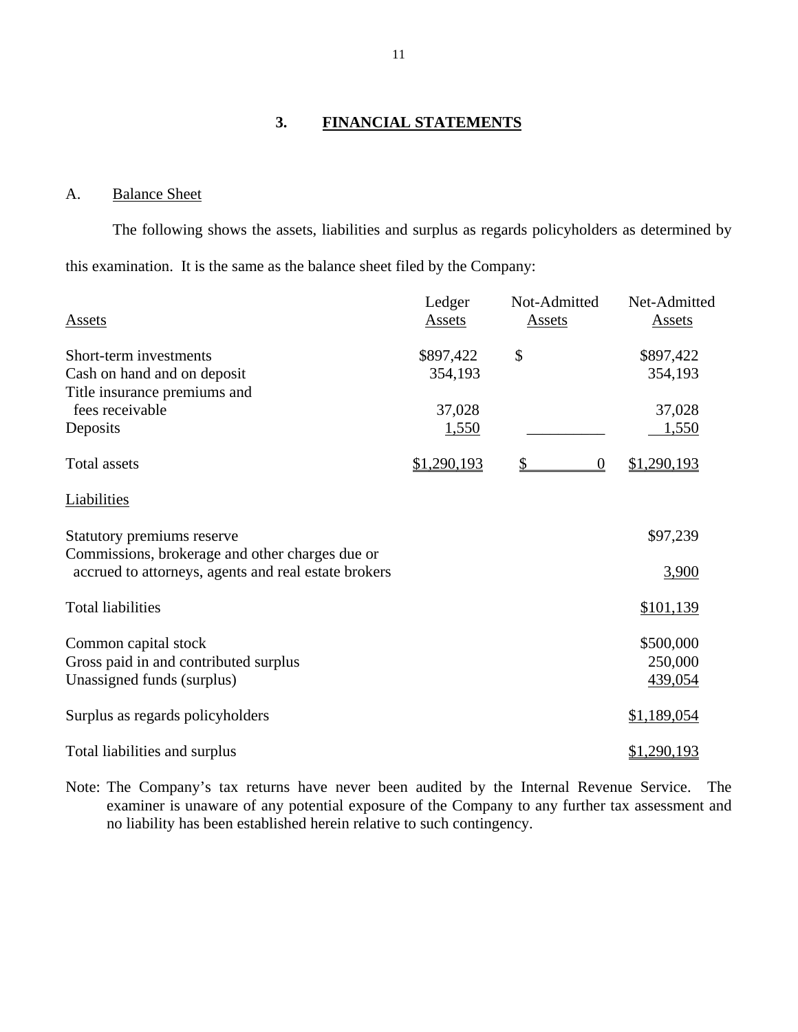## 3. FINANCIAL STATEMENTS

### A. Balance Sheet

The following shows the assets, liabilities and surplus as regards policyholders as determined by this examination. It is the same as the balance sheet filed by the Company:

| Assets | Ledger Assets | Not-Admitted Assets | Net-Admitted Assets |
|---|---|---|---|
| Short-term investments | $897,422 | $ | $897,422 |
| Cash on hand and on deposit | 354,193 | | 354,193 |
| Title insurance premiums and fees receivable | 37,028 | | 37,028 |
| Deposits | 1,550 | | 1,550 |
| Total assets | $1,290,193 | $ 0 | $1,290,193 |

| Liabilities | |
|---|---|
| Statutory premiums reserve | $97,239 |
| Commissions, brokerage and other charges due or accrued to attorneys, agents and real estate brokers | 3,900 |
| Total liabilities | $101,139 |
| Common capital stock | $500,000 |
| Gross paid in and contributed surplus | 250,000 |
| Unassigned funds (surplus) | 439,054 |
| Surplus as regards policyholders | $1,189,054 |
| Total liabilities and surplus | $1,290,193 |

Note: The Company's tax returns have never been audited by the Internal Revenue Service. The examiner is unaware of any potential exposure of the Company to any further tax assessment and no liability has been established herein relative to such contingency.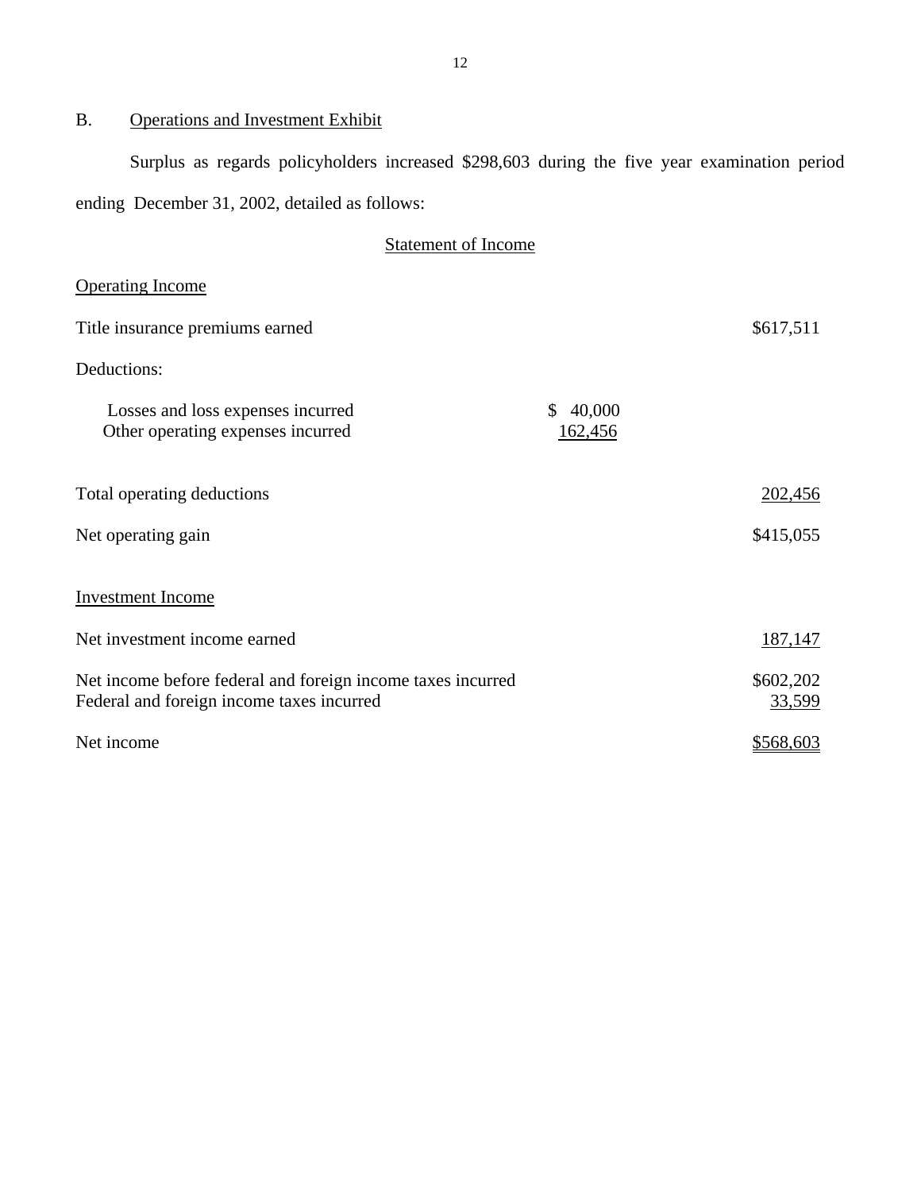B. Operations and Investment Exhibit

Surplus as regards policyholders increased $298,603 during the five year examination period ending December 31, 2002, detailed as follows:

Statement of Income

| | | |
|---|---|---|
| **Operating Income** | | |
| Title insurance premiums earned | | $617,511 |
| Deductions: | | |
| Losses and loss expenses incurred | $ 40,000 | |
| Other operating expenses incurred | 162,456 | |
| Total operating deductions | | 202,456 |
| Net operating gain | | $415,055 |
| **Investment Income** | | |
| Net investment income earned | | 187,147 |
| Net income before federal and foreign income taxes incurred | | $602,202 |
| Federal and foreign income taxes incurred | | 33,599 |
| Net income | | $568,603 |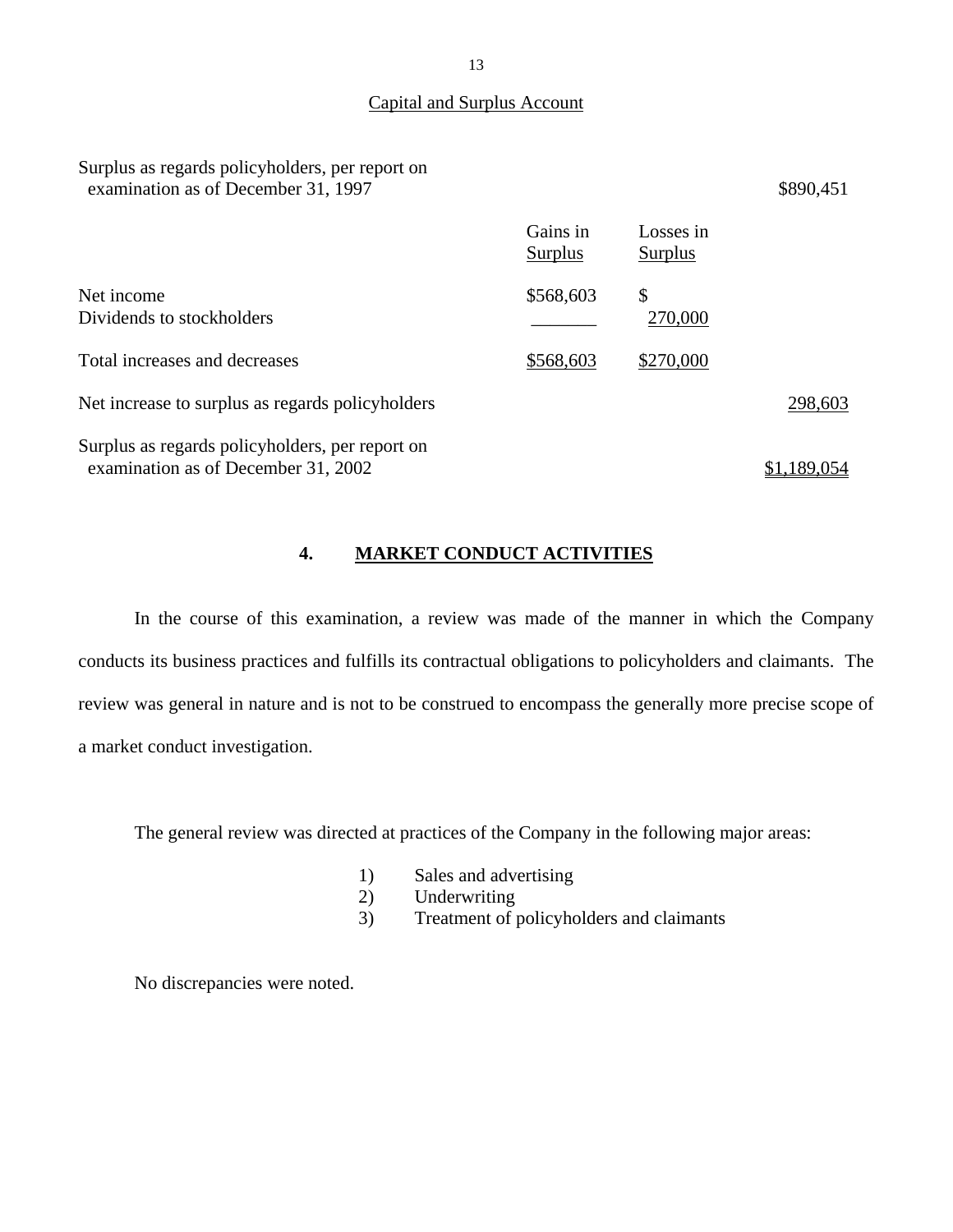Capital and Surplus Account

| | Gains in Surplus | Losses in Surplus | |
|---|---|---|---|
| Surplus as regards policyholders, per report on examination as of December 31, 1997 | | | $890,451 |
| Net income | $568,603 | $ | |
| Dividends to stockholders | | 270,000 | |
| Total increases and decreases | $568,603 | $270,000 | |
| Net increase to surplus as regards policyholders | | | 298,603 |
| Surplus as regards policyholders, per report on examination as of December 31, 2002 | | | $1,189,054 |

## 4. MARKET CONDUCT ACTIVITIES

In the course of this examination, a review was made of the manner in which the Company conducts its business practices and fulfills its contractual obligations to policyholders and claimants. The review was general in nature and is not to be construed to encompass the generally more precise scope of a market conduct investigation.

The general review was directed at practices of the Company in the following major areas:

1) Sales and advertising
2) Underwriting
3) Treatment of policyholders and claimants

No discrepancies were noted.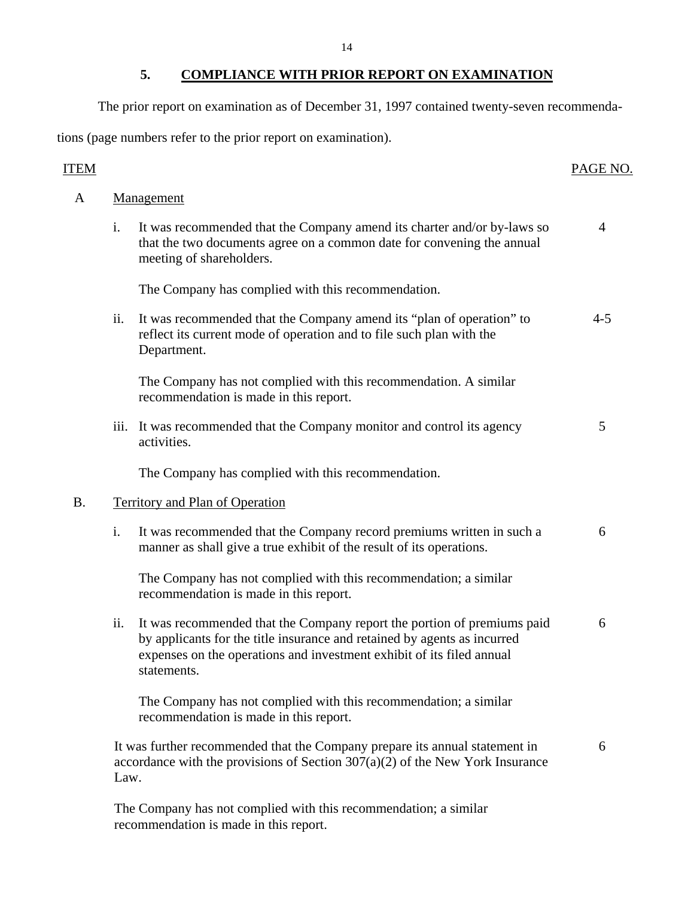## 5. COMPLIANCE WITH PRIOR REPORT ON EXAMINATION

The prior report on examination as of December 31, 1997 contained twenty-seven recommendations (page numbers refer to the prior report on examination).

| ITEM | | | PAGE NO. |
|---|---|---|---|
| A | Management | | |
| | i. | It was recommended that the Company amend its charter and/or by-laws so that the two documents agree on a common date for convening the annual meeting of shareholders. | 4 |
| | | The Company has complied with this recommendation. | |
| | ii. | It was recommended that the Company amend its "plan of operation" to reflect its current mode of operation and to file such plan with the Department. | 4-5 |
| | | The Company has not complied with this recommendation. A similar recommendation is made in this report. | |
| | iii. | It was recommended that the Company monitor and control its agency activities. | 5 |
| | | The Company has complied with this recommendation. | |
| B. | Territory and Plan of Operation | | |
| | i. | It was recommended that the Company record premiums written in such a manner as shall give a true exhibit of the result of its operations. | 6 |
| | | The Company has not complied with this recommendation; a similar recommendation is made in this report. | |
| | ii. | It was recommended that the Company report the portion of premiums paid by applicants for the title insurance and retained by agents as incurred expenses on the operations and investment exhibit of its filed annual statements. | 6 |
| | | The Company has not complied with this recommendation; a similar recommendation is made in this report. | |
| | | It was further recommended that the Company prepare its annual statement in accordance with the provisions of Section 307(a)(2) of the New York Insurance Law. | 6 |
| | | The Company has not complied with this recommendation; a similar recommendation is made in this report. | |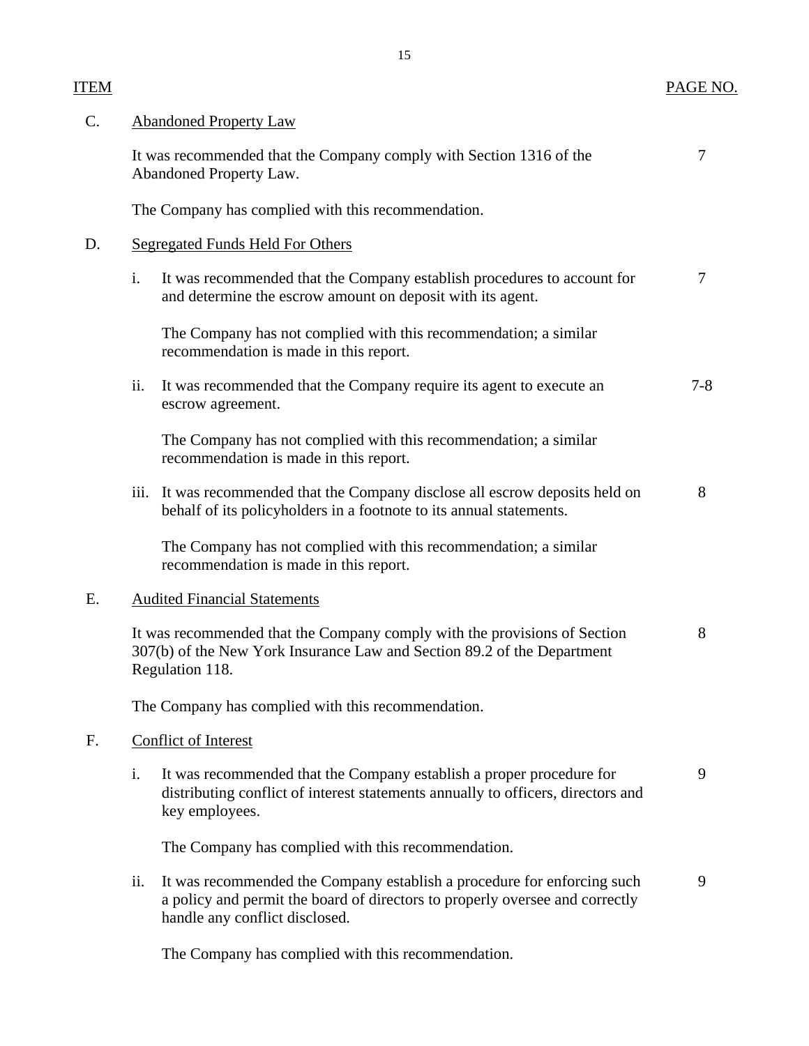| ITEM | | PAGE NO. |
|---|---|---|
| C. | Abandoned Property Law | |
| | It was recommended that the Company comply with Section 1316 of the Abandoned Property Law. | 7 |
| | The Company has complied with this recommendation. | |
| D. | Segregated Funds Held For Others | |
| | i. It was recommended that the Company establish procedures to account for and determine the escrow amount on deposit with its agent. | 7 |
| | The Company has not complied with this recommendation; a similar recommendation is made in this report. | |
| | ii. It was recommended that the Company require its agent to execute an escrow agreement. | 7-8 |
| | The Company has not complied with this recommendation; a similar recommendation is made in this report. | |
| | iii. It was recommended that the Company disclose all escrow deposits held on behalf of its policyholders in a footnote to its annual statements. | 8 |
| | The Company has not complied with this recommendation; a similar recommendation is made in this report. | |
| E. | Audited Financial Statements | |
| | It was recommended that the Company comply with the provisions of Section 307(b) of the New York Insurance Law and Section 89.2 of the Department Regulation 118. | 8 |
| | The Company has complied with this recommendation. | |
| F. | Conflict of Interest | |
| | i. It was recommended that the Company establish a proper procedure for distributing conflict of interest statements annually to officers, directors and key employees. | 9 |
| | The Company has complied with this recommendation. | |
| | ii. It was recommended the Company establish a procedure for enforcing such a policy and permit the board of directors to properly oversee and correctly handle any conflict disclosed. | 9 |
| | The Company has complied with this recommendation. | |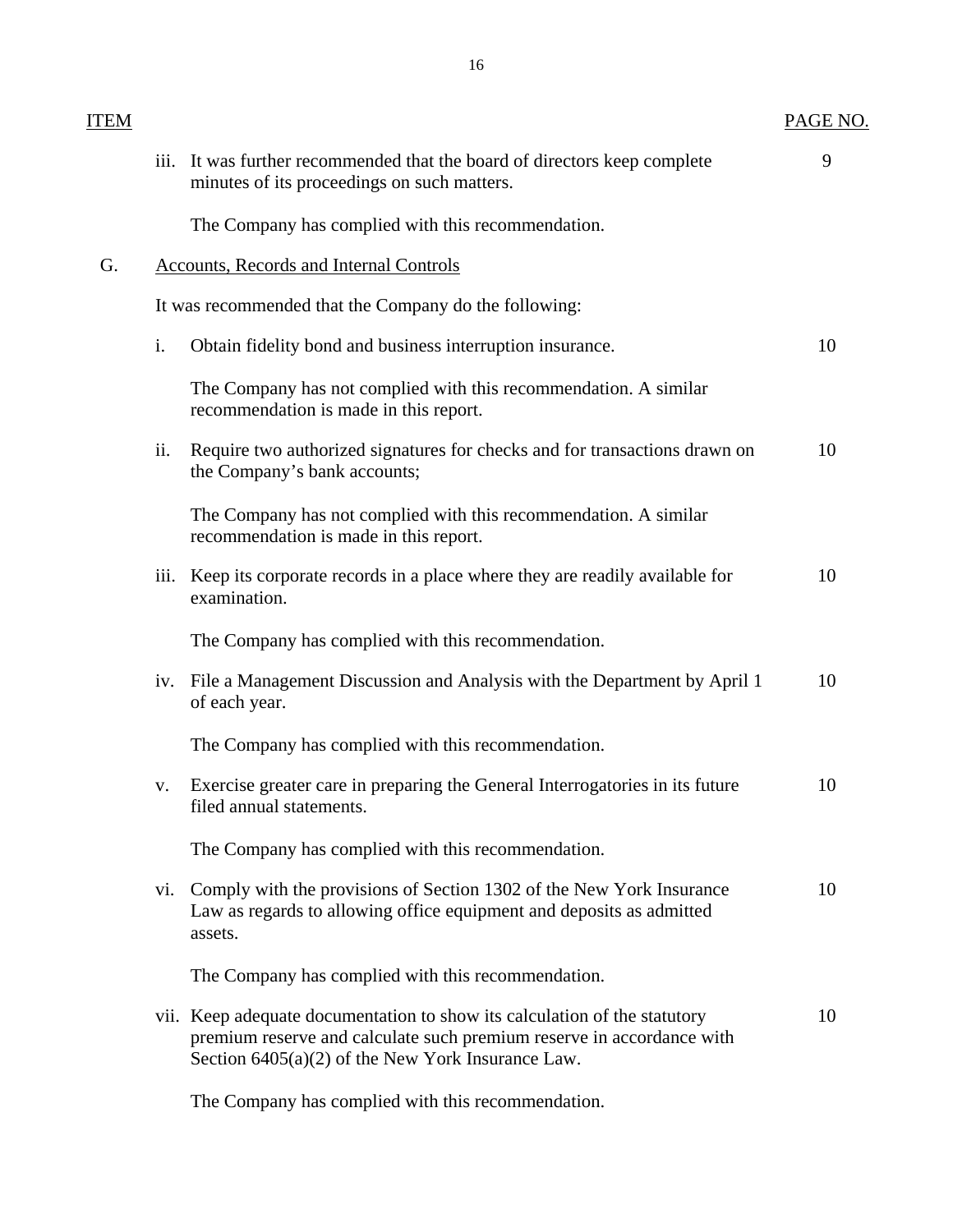| ITEM | | | PAGE NO. |
|---|---|---|---|
| | iii. | It was further recommended that the board of directors keep complete minutes of its proceedings on such matters. | 9 |
| | | The Company has complied with this recommendation. | |
| G. | | Accounts, Records and Internal Controls | |
| | | It was recommended that the Company do the following: | |
| | i. | Obtain fidelity bond and business interruption insurance. | 10 |
| | | The Company has not complied with this recommendation. A similar recommendation is made in this report. | |
| | ii. | Require two authorized signatures for checks and for transactions drawn on the Company's bank accounts; | 10 |
| | | The Company has not complied with this recommendation. A similar recommendation is made in this report. | |
| | iii. | Keep its corporate records in a place where they are readily available for examination. | 10 |
| | | The Company has complied with this recommendation. | |
| | iv. | File a Management Discussion and Analysis with the Department by April 1 of each year. | 10 |
| | | The Company has complied with this recommendation. | |
| | v. | Exercise greater care in preparing the General Interrogatories in its future filed annual statements. | 10 |
| | | The Company has complied with this recommendation. | |
| | vi. | Comply with the provisions of Section 1302 of the New York Insurance Law as regards to allowing office equipment and deposits as admitted assets. | 10 |
| | | The Company has complied with this recommendation. | |
| | vii. | Keep adequate documentation to show its calculation of the statutory premium reserve and calculate such premium reserve in accordance with Section 6405(a)(2) of the New York Insurance Law. | 10 |
| | | The Company has complied with this recommendation. | |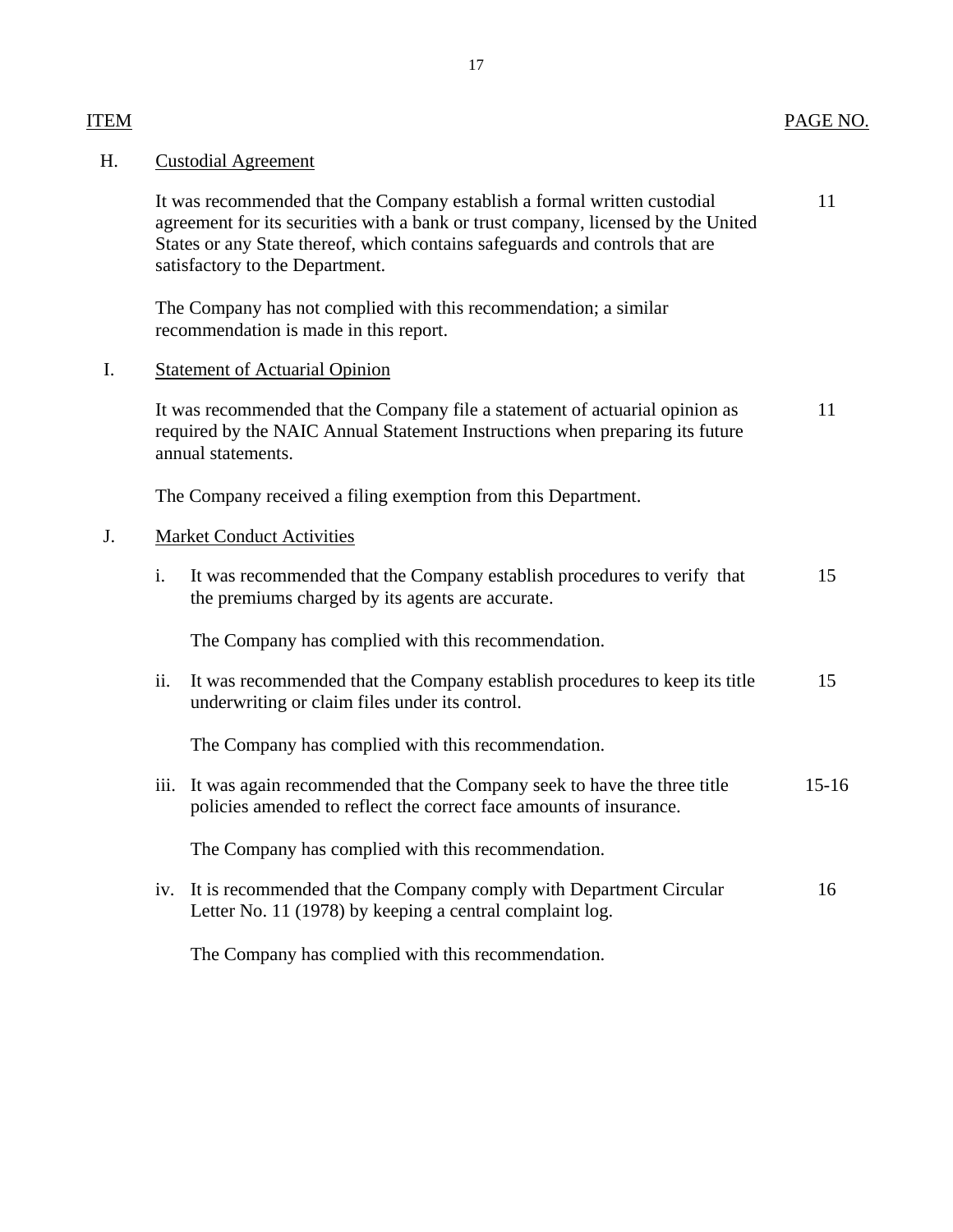| ITEM | | PAGE NO. |
|---|---|---|

H. Custodial Agreement

It was recommended that the Company establish a formal written custodial agreement for its securities with a bank or trust company, licensed by the United States or any State thereof, which contains safeguards and controls that are satisfactory to the Department. — 11

The Company has not complied with this recommendation; a similar recommendation is made in this report.

I. Statement of Actuarial Opinion

It was recommended that the Company file a statement of actuarial opinion as required by the NAIC Annual Statement Instructions when preparing its future annual statements. — 11

The Company received a filing exemption from this Department.

J. Market Conduct Activities

i. It was recommended that the Company establish procedures to verify that the premiums charged by its agents are accurate. — 15

The Company has complied with this recommendation.

ii. It was recommended that the Company establish procedures to keep its title underwriting or claim files under its control. — 15

The Company has complied with this recommendation.

iii. It was again recommended that the Company seek to have the three title policies amended to reflect the correct face amounts of insurance. — 15-16

The Company has complied with this recommendation.

iv. It is recommended that the Company comply with Department Circular Letter No. 11 (1978) by keeping a central complaint log. — 16

The Company has complied with this recommendation.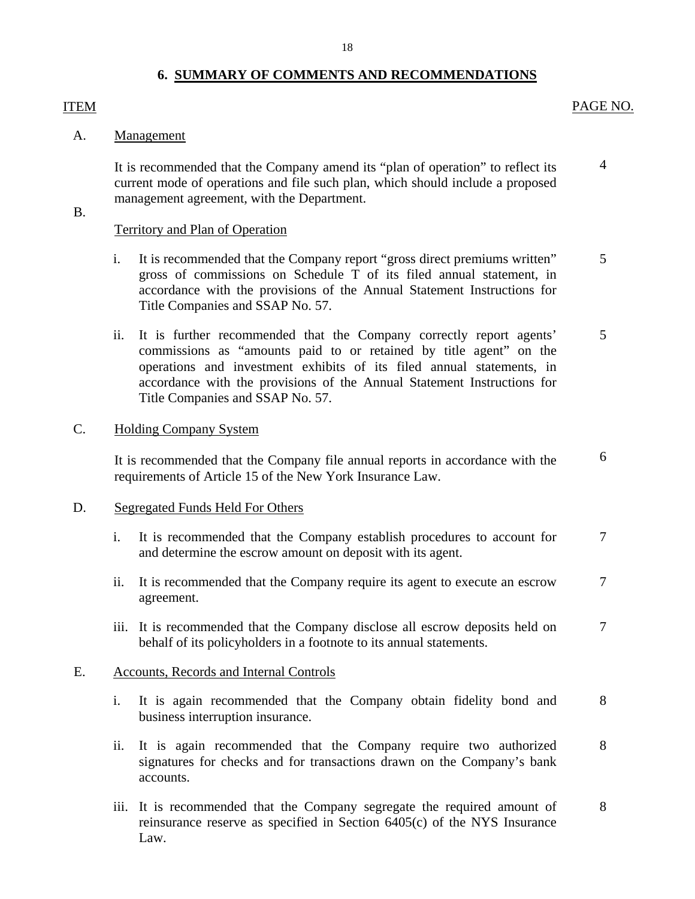## 6. SUMMARY OF COMMENTS AND RECOMMENDATIONS

| ITEM | | PAGE NO. |
|---|---|---|
| A. | **Management** | |
| | It is recommended that the Company amend its "plan of operation" to reflect its current mode of operations and file such plan, which should include a proposed management agreement, with the Department. | 4 |
| B. | **Territory and Plan of Operation** | |
| | i. It is recommended that the Company report "gross direct premiums written" gross of commissions on Schedule T of its filed annual statement, in accordance with the provisions of the Annual Statement Instructions for Title Companies and SSAP No. 57. | 5 |
| | ii. It is further recommended that the Company correctly report agents' commissions as "amounts paid to or retained by title agent" on the operations and investment exhibits of its filed annual statements, in accordance with the provisions of the Annual Statement Instructions for Title Companies and SSAP No. 57. | 5 |
| C. | **Holding Company System** | |
| | It is recommended that the Company file annual reports in accordance with the requirements of Article 15 of the New York Insurance Law. | 6 |
| D. | **Segregated Funds Held For Others** | |
| | i. It is recommended that the Company establish procedures to account for and determine the escrow amount on deposit with its agent. | 7 |
| | ii. It is recommended that the Company require its agent to execute an escrow agreement. | 7 |
| | iii. It is recommended that the Company disclose all escrow deposits held on behalf of its policyholders in a footnote to its annual statements. | 7 |
| E. | **Accounts, Records and Internal Controls** | |
| | i. It is again recommended that the Company obtain fidelity bond and business interruption insurance. | 8 |
| | ii. It is again recommended that the Company require two authorized signatures for checks and for transactions drawn on the Company's bank accounts. | 8 |
| | iii. It is recommended that the Company segregate the required amount of reinsurance reserve as specified in Section 6405(c) of the NYS Insurance Law. | 8 |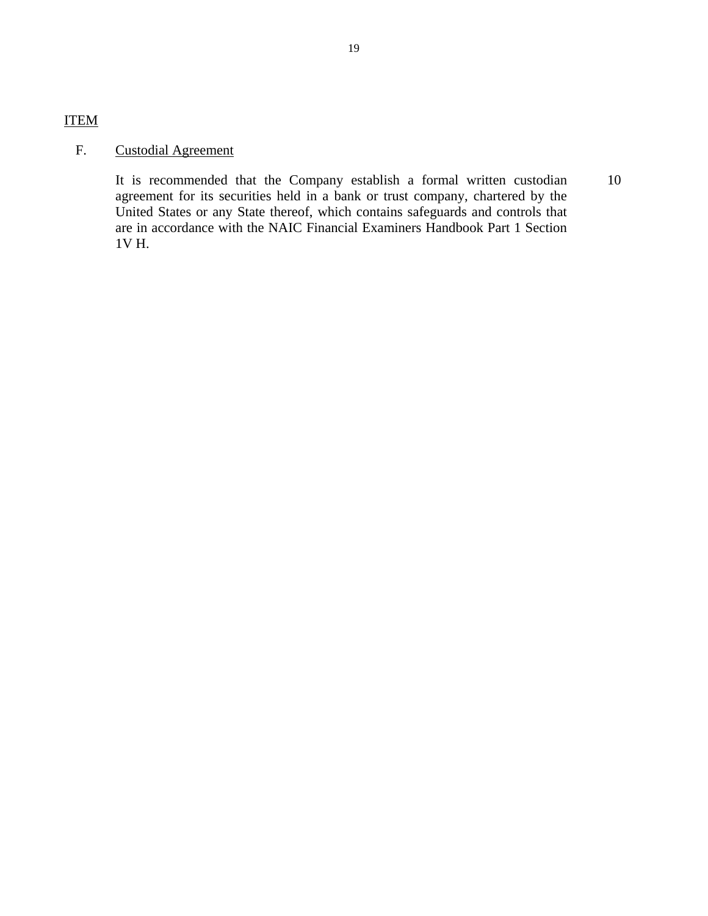<u>ITEM</u>

F. <u>Custodial Agreement</u>

It is recommended that the Company establish a formal written custodian agreement for its securities held in a bank or trust company, chartered by the United States or any State thereof, which contains safeguards and controls that are in accordance with the NAIC Financial Examiners Handbook Part 1 Section 1V H. 10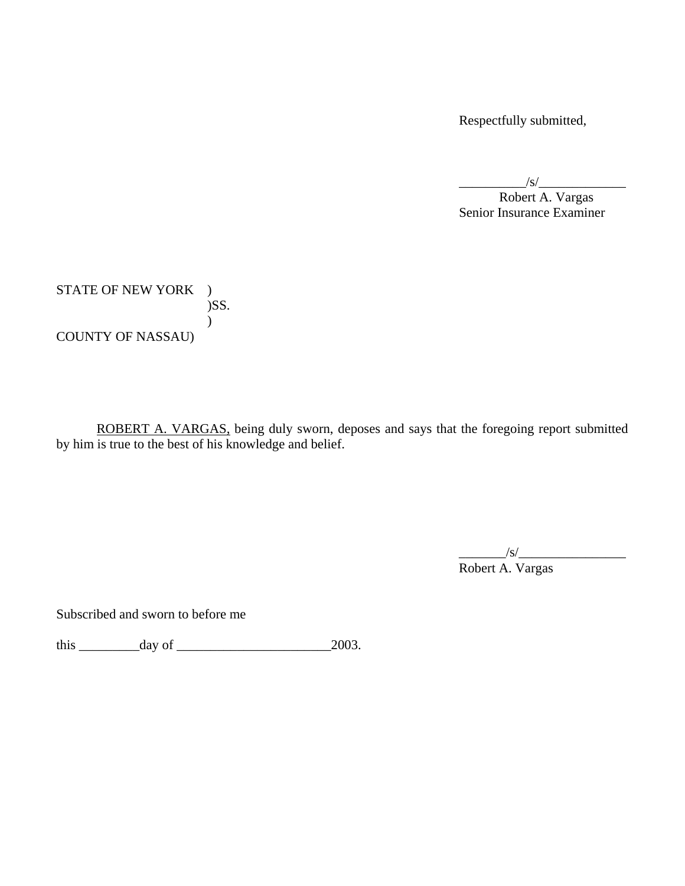Respectfully submitted,

__________/s/_____________
Robert A. Vargas
Senior Insurance Examiner

STATE OF NEW YORK )
)SS.
)
COUNTY OF NASSAU)

ROBERT A. VARGAS, being duly sworn, deposes and says that the foregoing report submitted by him is true to the best of his knowledge and belief.

_______/s/________________
Robert A. Vargas

Subscribed and sworn to before me

this _________day of _______________________2003.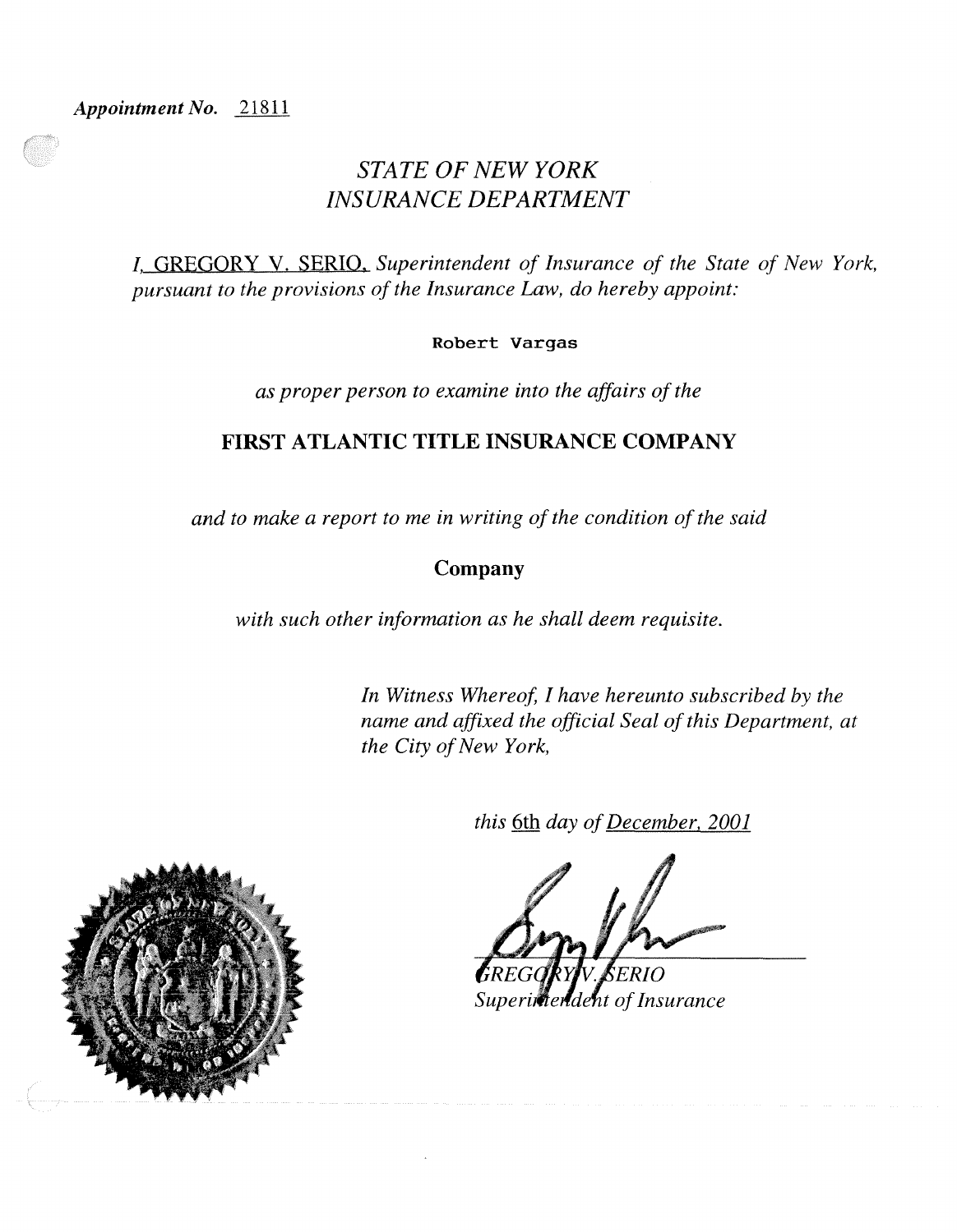*Appointment No.* 21811

## *STATE OF NEW YORK*
## *INSURANCE DEPARTMENT*

*I,* GREGORY V. SERIO, *Superintendent of Insurance of the State of New York, pursuant to the provisions of the Insurance Law, do hereby appoint:*

Robert Vargas

*as proper person to examine into the affairs of the*

**FIRST ATLANTIC TITLE INSURANCE COMPANY**

*and to make a report to me in writing of the condition of the said*

**Company**

*with such other information as he shall deem requisite.*

*In Witness Whereof, I have hereunto subscribed by the name and affixed the official Seal of this Department, at the City of New York,*

*this* 6th *day of* December, 2001

*GREGORY V. SERIO*
*Superintendent of Insurance*